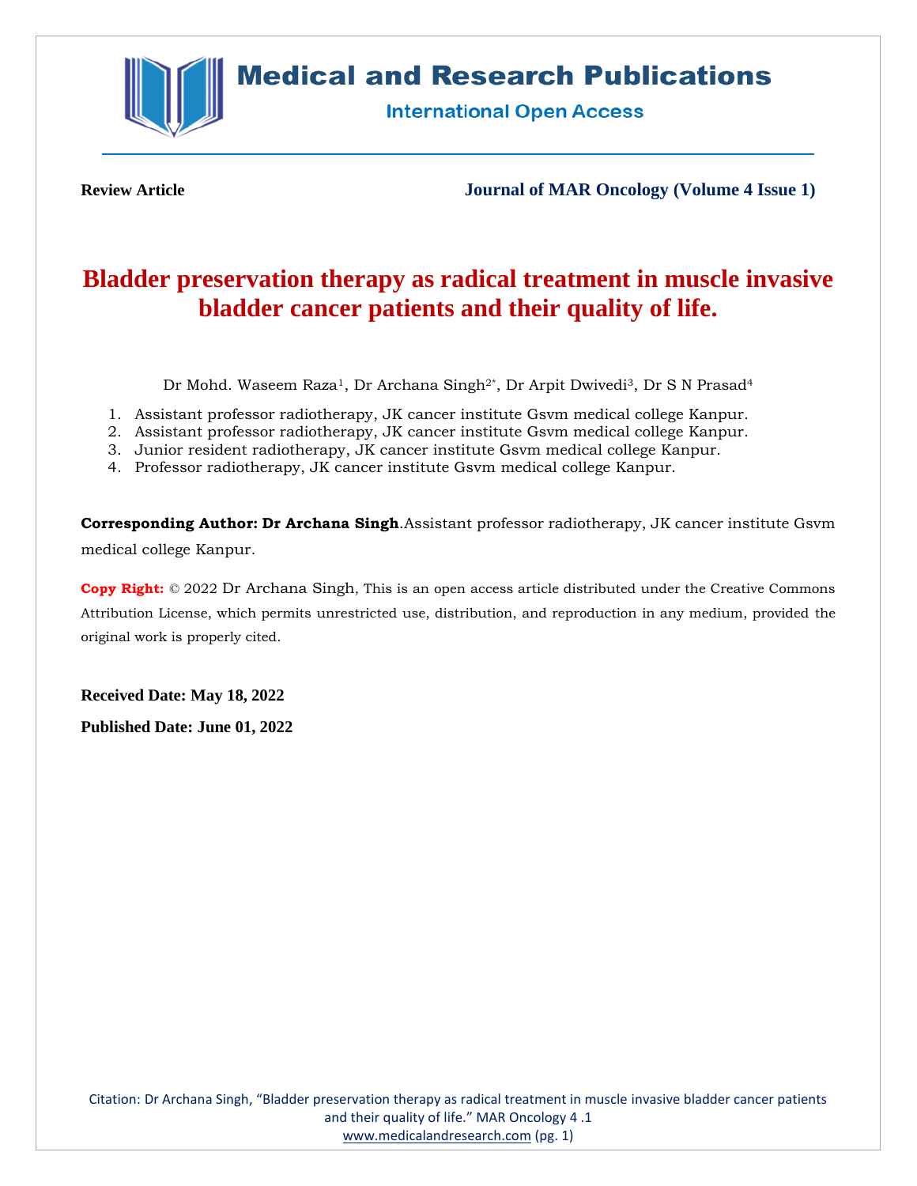Review Article

# Bladder preservation therapy as radical treatment in muscle invasive bladder cancer patients and their quality of life.

Dr Mohd. Waseem Raza[1], Dr Archana Singh[2*], Dr Arpit Dwivedi[3], Dr S N Prasad[4]

1. Assistant professor radiotherapy, JK cancer institute Gsvm medical college Kanpur.
2. Assistant professor radiotherapy, JK cancer institute Gsvm medical college Kanpur.
3. Junior resident radiotherapy, JK cancer institute Gsvm medical college Kanpur.
4. Professor radiotherapy, JK cancer institute Gsvm medical college Kanpur.

**Corresponding Author: Dr Archana Singh**.Assistant professor radiotherapy, JK cancer institute Gsvm medical college Kanpur.

**Copy Right:** © 2022 Dr Archana Singh, This is an open access article distributed under the Creative Commons Attribution License, which permits unrestricted use, distribution, and reproduction in any medium, provided the original work is properly cited.

**Received Date: May 18, 2022**

**Published Date: June 01, 2022**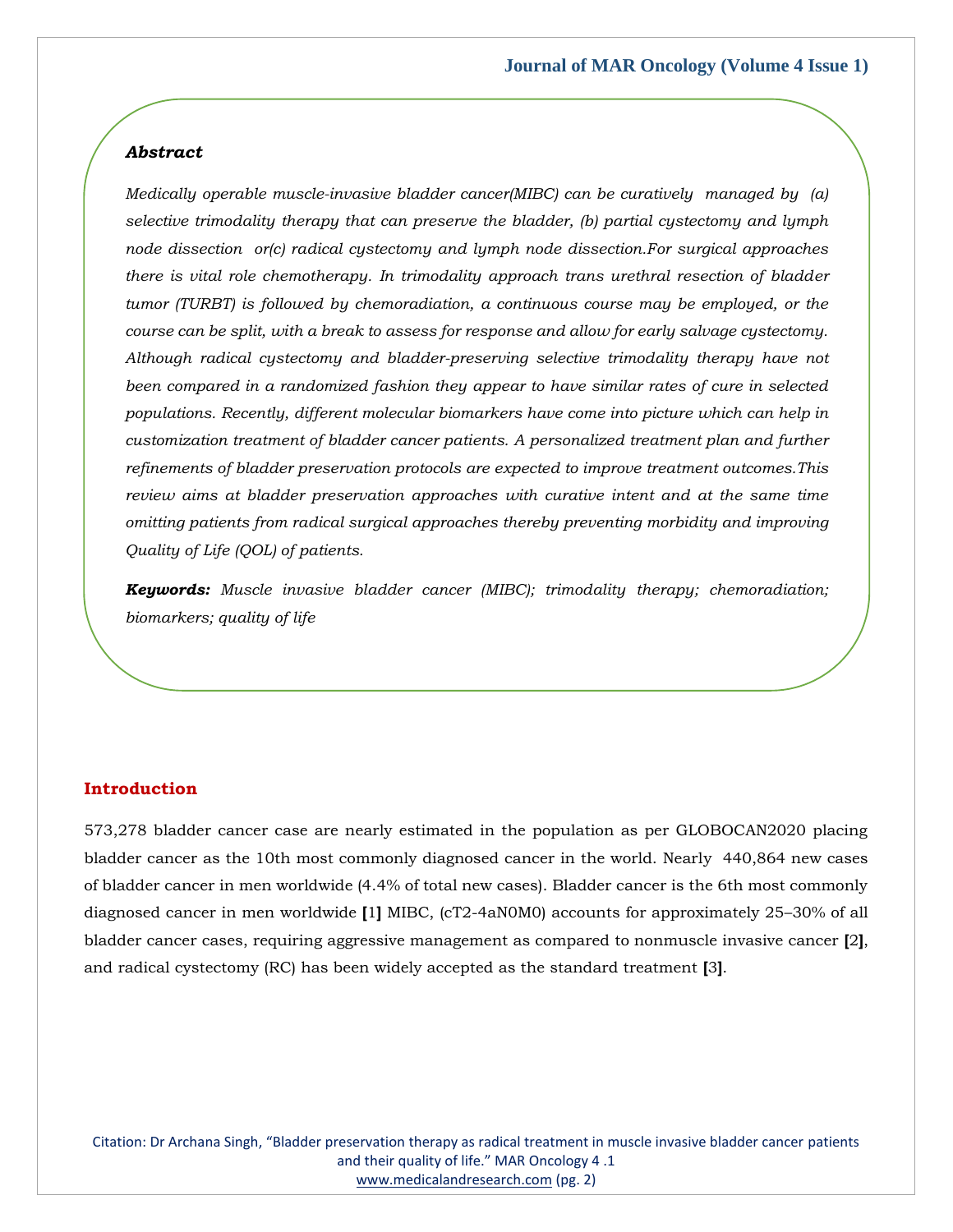## *Abstract*

*Medically operable muscle-invasive bladder cancer(MIBC) can be curatively managed by (a) selective trimodality therapy that can preserve the bladder, (b) partial cystectomy and lymph node dissection or(c) radical cystectomy and lymph node dissection.For surgical approaches there is vital role chemotherapy. In trimodality approach trans urethral resection of bladder tumor (TURBT) is followed by chemoradiation, a continuous course may be employed, or the course can be split, with a break to assess for response and allow for early salvage cystectomy. Although radical cystectomy and bladder-preserving selective trimodality therapy have not been compared in a randomized fashion they appear to have similar rates of cure in selected populations. Recently, different molecular biomarkers have come into picture which can help in customization treatment of bladder cancer patients. A personalized treatment plan and further refinements of bladder preservation protocols are expected to improve treatment outcomes.This review aims at bladder preservation approaches with curative intent and at the same time omitting patients from radical surgical approaches thereby preventing morbidity and improving Quality of Life (QOL) of patients.*

***Keywords:*** *Muscle invasive bladder cancer (MIBC); trimodality therapy; chemoradiation; biomarkers; quality of life*

## Introduction

573,278 bladder cancer case are nearly estimated in the population as per GLOBOCAN2020 placing bladder cancer as the 10th most commonly diagnosed cancer in the world. Nearly 440,864 new cases of bladder cancer in men worldwide (4.4% of total new cases). Bladder cancer is the 6th most commonly diagnosed cancer in men worldwide [1] MIBC, (cT2-4aN0M0) accounts for approximately 25–30% of all bladder cancer cases, requiring aggressive management as compared to nonmuscle invasive cancer [2], and radical cystectomy (RC) has been widely accepted as the standard treatment [3].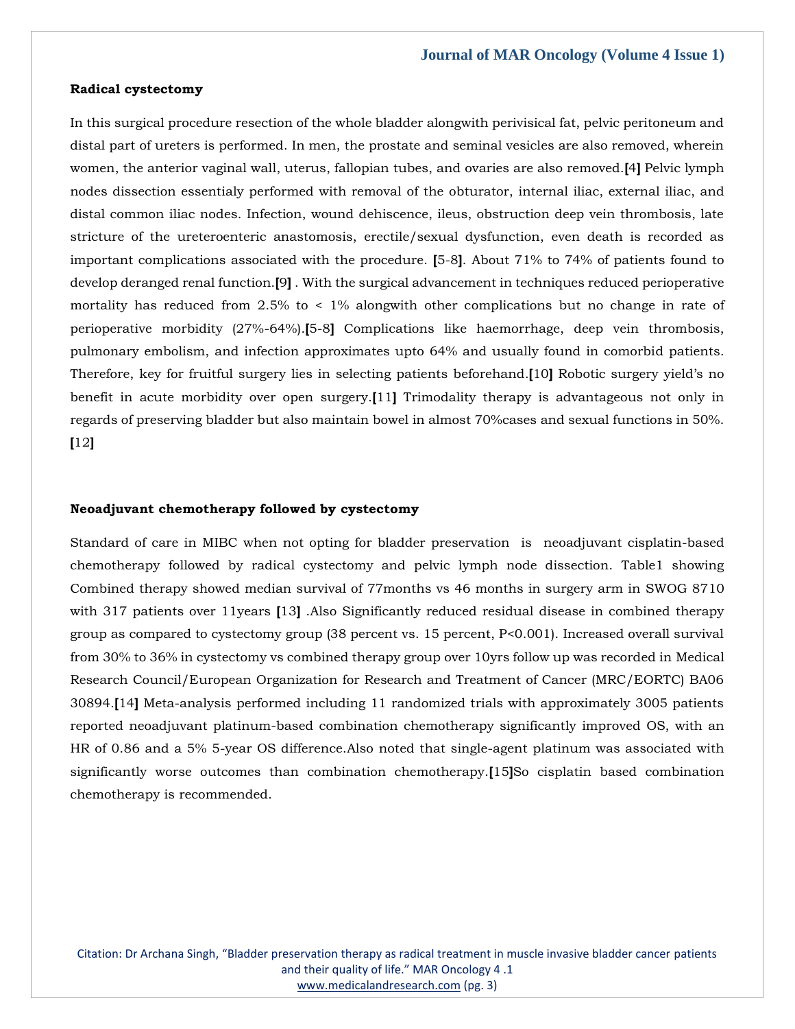### Radical cystectomy

In this surgical procedure resection of the whole bladder alongwith perivisical fat, pelvic peritoneum and distal part of ureters is performed. In men, the prostate and seminal vesicles are also removed, wherein women, the anterior vaginal wall, uterus, fallopian tubes, and ovaries are also removed.[4] Pelvic lymph nodes dissection essentialy performed with removal of the obturator, internal iliac, external iliac, and distal common iliac nodes. Infection, wound dehiscence, ileus, obstruction deep vein thrombosis, late stricture of the ureteroenteric anastomosis, erectile/sexual dysfunction, even death is recorded as important complications associated with the procedure. [5-8]. About 71% to 74% of patients found to develop deranged renal function.[9] . With the surgical advancement in techniques reduced perioperative mortality has reduced from 2.5% to < 1% alongwith other complications but no change in rate of perioperative morbidity (27%-64%).[5-8] Complications like haemorrhage, deep vein thrombosis, pulmonary embolism, and infection approximates upto 64% and usually found in comorbid patients. Therefore, key for fruitful surgery lies in selecting patients beforehand.[10] Robotic surgery yield's no benefit in acute morbidity over open surgery.[11] Trimodality therapy is advantageous not only in regards of preserving bladder but also maintain bowel in almost 70%cases and sexual functions in 50%. [12]

### Neoadjuvant chemotherapy followed by cystectomy

Standard of care in MIBC when not opting for bladder preservation is neoadjuvant cisplatin-based chemotherapy followed by radical cystectomy and pelvic lymph node dissection. Table1 showing Combined therapy showed median survival of 77months vs 46 months in surgery arm in SWOG 8710 with 317 patients over 11years [13] .Also Significantly reduced residual disease in combined therapy group as compared to cystectomy group (38 percent vs. 15 percent, P<0.001). Increased overall survival from 30% to 36% in cystectomy vs combined therapy group over 10yrs follow up was recorded in Medical Research Council/European Organization for Research and Treatment of Cancer (MRC/EORTC) BA06 30894.[14] Meta-analysis performed including 11 randomized trials with approximately 3005 patients reported neoadjuvant platinum-based combination chemotherapy significantly improved OS, with an HR of 0.86 and a 5% 5-year OS difference.Also noted that single-agent platinum was associated with significantly worse outcomes than combination chemotherapy.[15]So cisplatin based combination chemotherapy is recommended.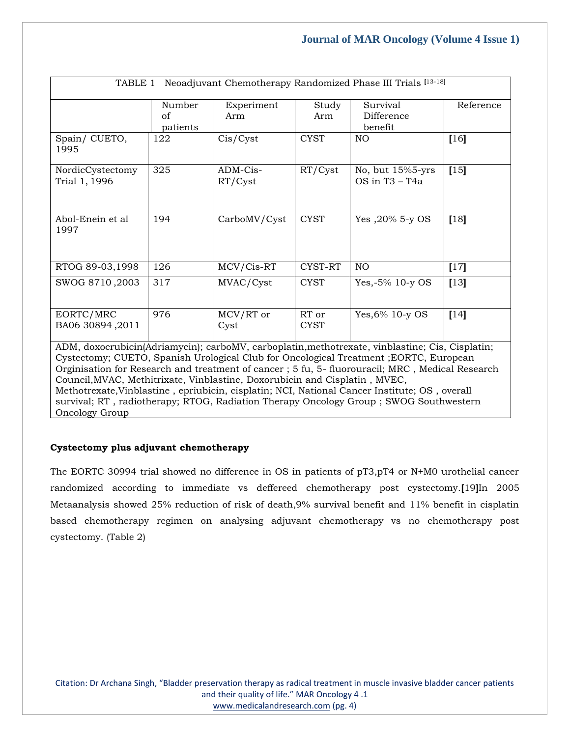| TABLE 1 Neoadjuvant Chemotherapy Randomized Phase III Trials [13-18] | | | | | |
|---|---|---|---|---|---|
| | Number of patients | Experiment Arm | Study Arm | Survival Difference benefit | Reference |
| Spain/ CUETO, 1995 | 122 | Cis/Cyst | CYST | NO | [16] |
| NordicCystectomy Trial 1, 1996 | 325 | ADM-Cis-RT/Cyst | RT/Cyst | No, but 15%5-yrs OS in T3 – T4a | [15] |
| Abol-Enein et al 1997 | 194 | CarboMV/Cyst | CYST | Yes ,20% 5-y OS | [18] |
| RTOG 89-03,1998 | 126 | MCV/Cis-RT | CYST-RT | NO | [17] |
| SWOG 8710 ,2003 | 317 | MVAC/Cyst | CYST | Yes,-5% 10-y OS | [13] |
| EORTC/MRC BA06 30894 ,2011 | 976 | MCV/RT or Cyst | RT or CYST | Yes,6% 10-y OS | [14] |

ADM, doxocrubicin(Adriamycin); carboMV, carboplatin,methotrexate, vinblastine; Cis, Cisplatin; Cystectomy; CUETO, Spanish Urological Club for Oncological Treatment ;EORTC, European Orginisation for Research and treatment of cancer ; 5 fu, 5- fluorouracil; MRC , Medical Research Council,MVAC, Methitrixate, Vinblastine, Doxorubicin and Cisplatin , MVEC, Methotrexate,Vinblastine , epriubicin, cisplatin; NCI, National Cancer Institute; OS , overall survival; RT , radiotherapy; RTOG, Radiation Therapy Oncology Group ; SWOG Southwestern Oncology Group

**Cystectomy plus adjuvant chemotherapy**

The EORTC 30994 trial showed no difference in OS in patients of pT3,pT4 or N+M0 urothelial cancer randomized according to immediate vs deffereed chemotherapy post cystectomy.[19]In 2005 Metaanalysis showed 25% reduction of risk of death,9% survival benefit and 11% benefit in cisplatin based chemotherapy regimen on analysing adjuvant chemotherapy vs no chemotherapy post cystectomy. (Table 2)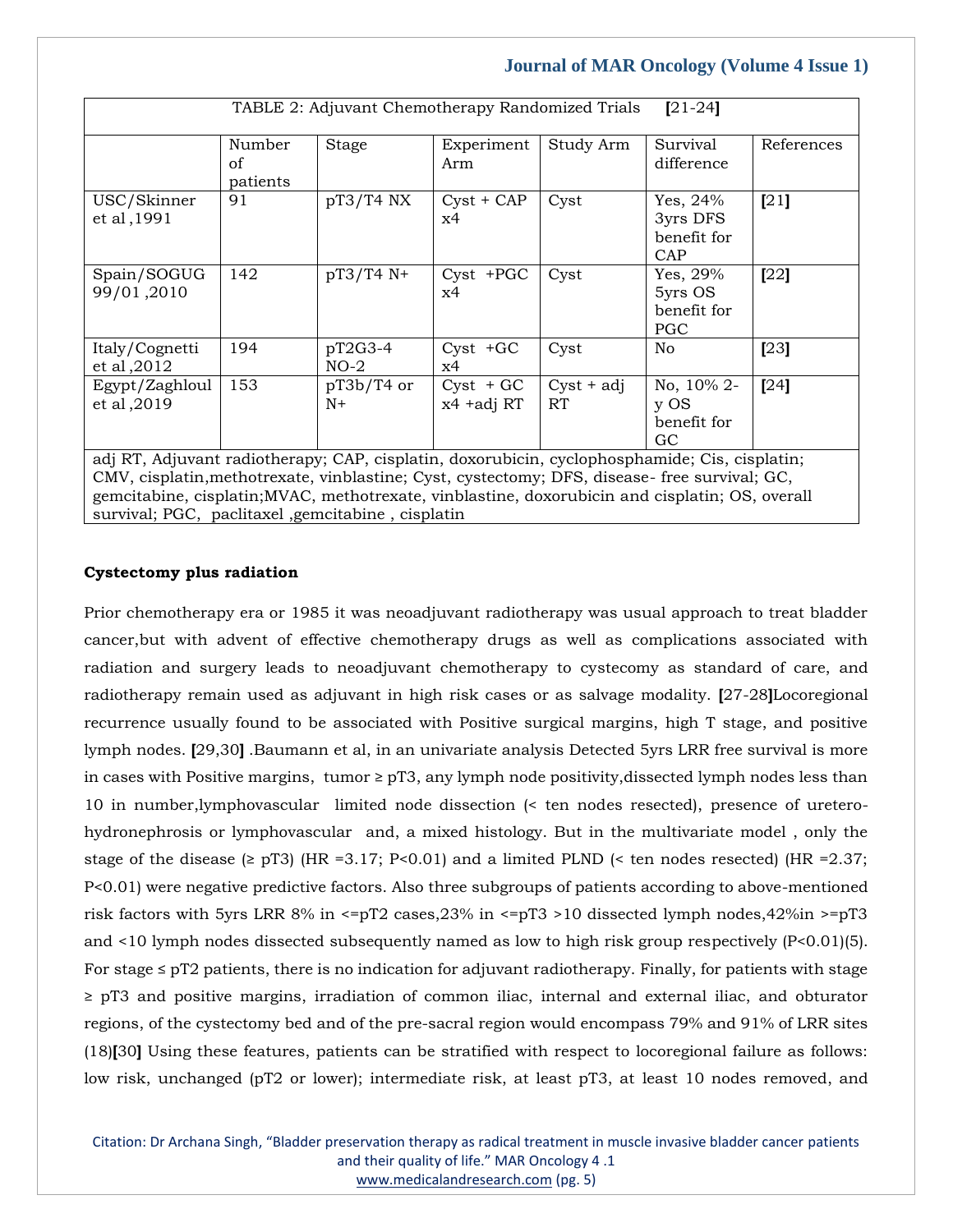TABLE 2: Adjuvant Chemotherapy Randomized Trials **[**21-24**]**

| | Number of patients | Stage | Experiment Arm | Study Arm | Survival difference | References |
|---|---|---|---|---|---|---|
| USC/Skinner et al ,1991 | 91 | pT3/T4 NX | Cyst + CAP x4 | Cyst | Yes, 24% 3yrs DFS benefit for CAP | **[**21**]** |
| Spain/SOGUG 99/01 ,2010 | 142 | pT3/T4 N+ | Cyst +PGC x4 | Cyst | Yes, 29% 5yrs OS benefit for PGC | **[**22**]** |
| Italy/Cognetti et al ,2012 | 194 | pT2G3-4 NO-2 | Cyst +GC x4 | Cyst | No | **[**23**]** |
| Egypt/Zaghloul et al ,2019 | 153 | pT3b/T4 or N+ | Cyst + GC x4 +adj RT | Cyst + adj RT | No, 10% 2-y OS benefit for GC | **[**24**]** |

adj RT, Adjuvant radiotherapy; CAP, cisplatin, doxorubicin, cyclophosphamide; Cis, cisplatin; CMV, cisplatin,methotrexate, vinblastine; Cyst, cystectomy; DFS, disease- free survival; GC, gemcitabine, cisplatin;MVAC, methotrexate, vinblastine, doxorubicin and cisplatin; OS, overall survival; PGC, paclitaxel ,gemcitabine , cisplatin

**Cystectomy plus radiation**

Prior chemotherapy era or 1985 it was neoadjuvant radiotherapy was usual approach to treat bladder cancer,but with advent of effective chemotherapy drugs as well as complications associated with radiation and surgery leads to neoadjuvant chemotherapy to cystecomy as standard of care, and radiotherapy remain used as adjuvant in high risk cases or as salvage modality. **[**27-28**]**Locoregional recurrence usually found to be associated with Positive surgical margins, high T stage, and positive lymph nodes. **[**29,30**]** .Baumann et al, in an univariate analysis Detected 5yrs LRR free survival is more in cases with Positive margins, tumor ≥ pT3, any lymph node positivity,dissected lymph nodes less than 10 in number,lymphovascular limited node dissection (< ten nodes resected), presence of uretero-hydronephrosis or lymphovascular and, a mixed histology. But in the multivariate model , only the stage of the disease (≥ pT3) (HR =3.17; P<0.01) and a limited PLND (< ten nodes resected) (HR =2.37; P<0.01) were negative predictive factors. Also three subgroups of patients according to above-mentioned risk factors with 5yrs LRR 8% in <=pT2 cases,23% in <=pT3 >10 dissected lymph nodes,42%in >=pT3 and <10 lymph nodes dissected subsequently named as low to high risk group respectively (P<0.01)(5). For stage ≤ pT2 patients, there is no indication for adjuvant radiotherapy. Finally, for patients with stage ≥ pT3 and positive margins, irradiation of common iliac, internal and external iliac, and obturator regions, of the cystectomy bed and of the pre-sacral region would encompass 79% and 91% of LRR sites (18)**[**30**]** Using these features, patients can be stratified with respect to locoregional failure as follows: low risk, unchanged (pT2 or lower); intermediate risk, at least pT3, at least 10 nodes removed, and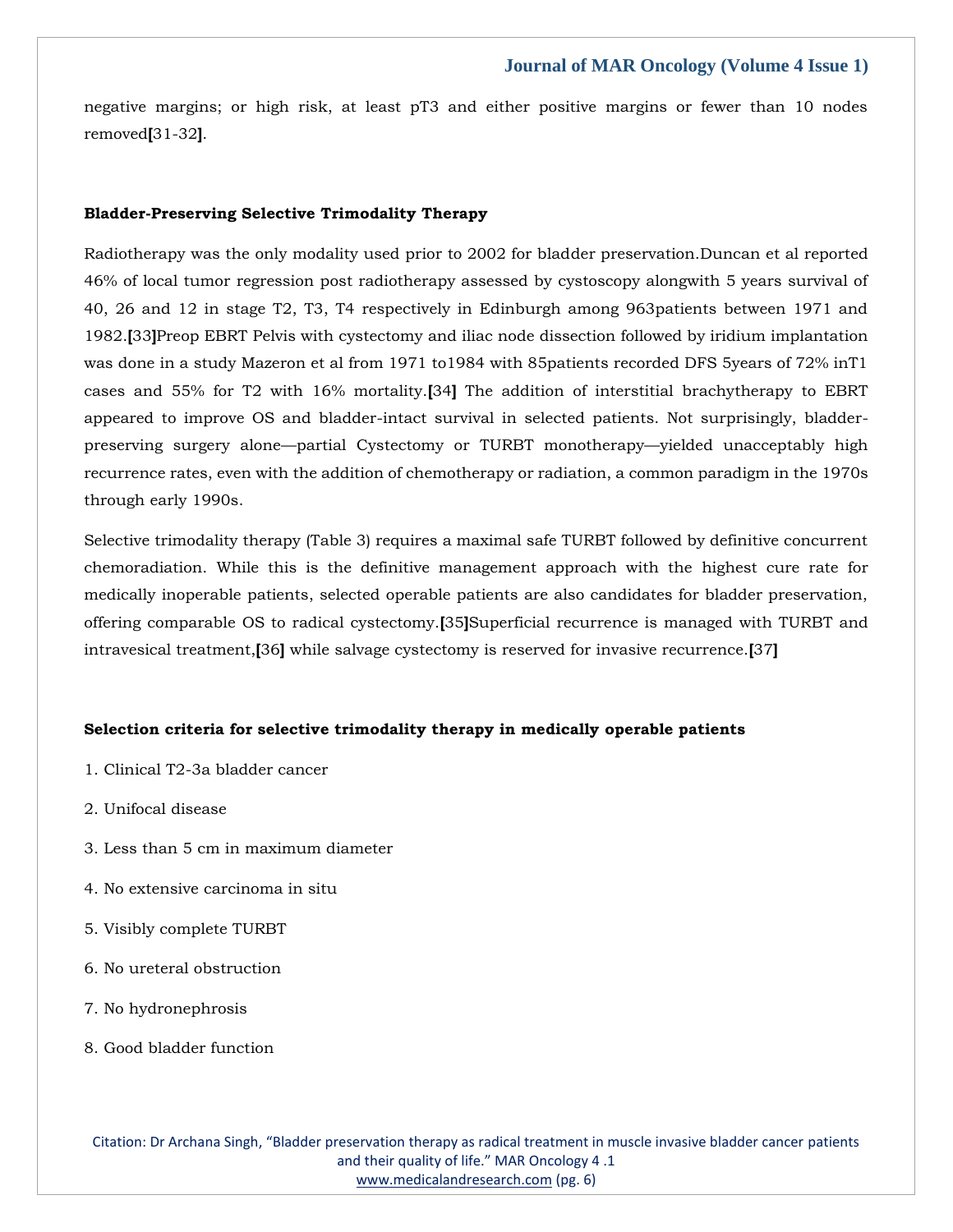negative margins; or high risk, at least pT3 and either positive margins or fewer than 10 nodes removed[31-32].

### Bladder-Preserving Selective Trimodality Therapy

Radiotherapy was the only modality used prior to 2002 for bladder preservation.Duncan et al reported 46% of local tumor regression post radiotherapy assessed by cystoscopy alongwith 5 years survival of 40, 26 and 12 in stage T2, T3, T4 respectively in Edinburgh among 963patients between 1971 and 1982.[33]Preop EBRT Pelvis with cystectomy and iliac node dissection followed by iridium implantation was done in a study Mazeron et al from 1971 to1984 with 85patients recorded DFS 5years of 72% inT1 cases and 55% for T2 with 16% mortality.[34] The addition of interstitial brachytherapy to EBRT appeared to improve OS and bladder-intact survival in selected patients. Not surprisingly, bladder-preserving surgery alone—partial Cystectomy or TURBT monotherapy—yielded unacceptably high recurrence rates, even with the addition of chemotherapy or radiation, a common paradigm in the 1970s through early 1990s.

Selective trimodality therapy (Table 3) requires a maximal safe TURBT followed by definitive concurrent chemoradiation. While this is the definitive management approach with the highest cure rate for medically inoperable patients, selected operable patients are also candidates for bladder preservation, offering comparable OS to radical cystectomy.[35]Superficial recurrence is managed with TURBT and intravesical treatment,[36] while salvage cystectomy is reserved for invasive recurrence.[37]

### Selection criteria for selective trimodality therapy in medically operable patients

1. Clinical T2-3a bladder cancer
2. Unifocal disease
3. Less than 5 cm in maximum diameter
4. No extensive carcinoma in situ
5. Visibly complete TURBT
6. No ureteral obstruction
7. No hydronephrosis
8. Good bladder function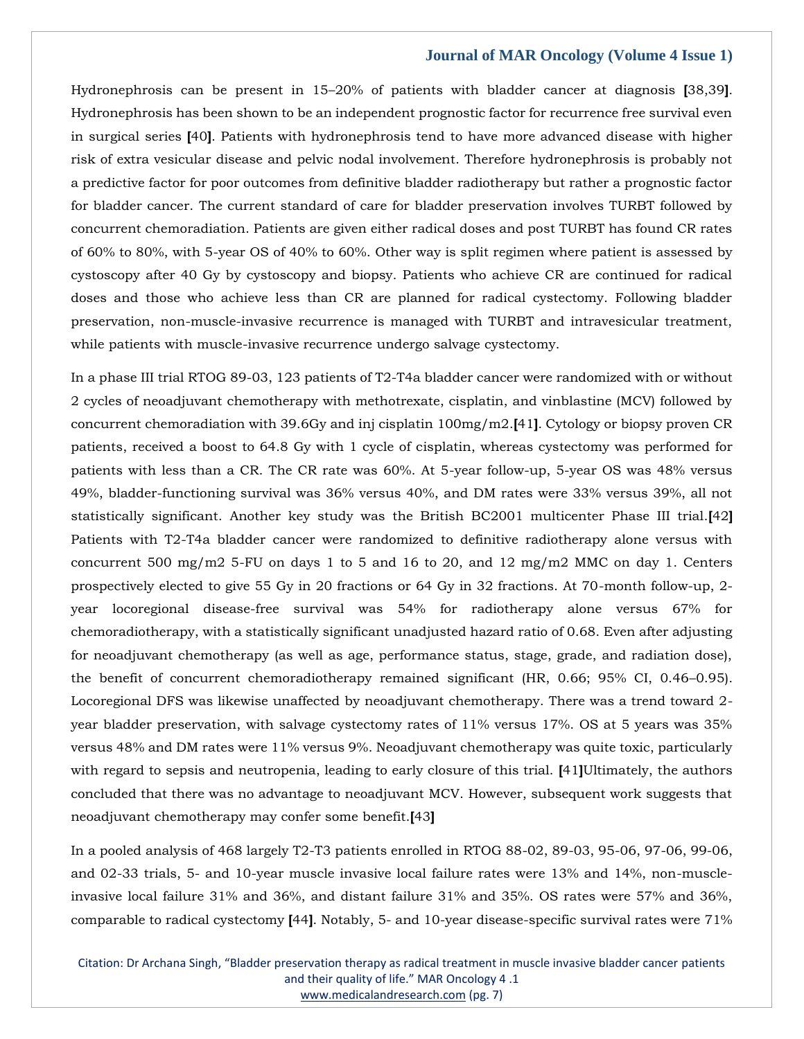Hydronephrosis can be present in 15–20% of patients with bladder cancer at diagnosis [38,39]. Hydronephrosis has been shown to be an independent prognostic factor for recurrence free survival even in surgical series [40]. Patients with hydronephrosis tend to have more advanced disease with higher risk of extra vesicular disease and pelvic nodal involvement. Therefore hydronephrosis is probably not a predictive factor for poor outcomes from definitive bladder radiotherapy but rather a prognostic factor for bladder cancer. The current standard of care for bladder preservation involves TURBT followed by concurrent chemoradiation. Patients are given either radical doses and post TURBT has found CR rates of 60% to 80%, with 5-year OS of 40% to 60%. Other way is split regimen where patient is assessed by cystoscopy after 40 Gy by cystoscopy and biopsy. Patients who achieve CR are continued for radical doses and those who achieve less than CR are planned for radical cystectomy. Following bladder preservation, non-muscle-invasive recurrence is managed with TURBT and intravesicular treatment, while patients with muscle-invasive recurrence undergo salvage cystectomy.

In a phase III trial RTOG 89-03, 123 patients of T2-T4a bladder cancer were randomized with or without 2 cycles of neoadjuvant chemotherapy with methotrexate, cisplatin, and vinblastine (MCV) followed by concurrent chemoradiation with 39.6Gy and inj cisplatin 100mg/m2.[41]. Cytology or biopsy proven CR patients, received a boost to 64.8 Gy with 1 cycle of cisplatin, whereas cystectomy was performed for patients with less than a CR. The CR rate was 60%. At 5-year follow-up, 5-year OS was 48% versus 49%, bladder-functioning survival was 36% versus 40%, and DM rates were 33% versus 39%, all not statistically significant. Another key study was the British BC2001 multicenter Phase III trial.[42] Patients with T2-T4a bladder cancer were randomized to definitive radiotherapy alone versus with concurrent 500 mg/m2 5-FU on days 1 to 5 and 16 to 20, and 12 mg/m2 MMC on day 1. Centers prospectively elected to give 55 Gy in 20 fractions or 64 Gy in 32 fractions. At 70-month follow-up, 2-year locoregional disease-free survival was 54% for radiotherapy alone versus 67% for chemoradiotherapy, with a statistically significant unadjusted hazard ratio of 0.68. Even after adjusting for neoadjuvant chemotherapy (as well as age, performance status, stage, grade, and radiation dose), the benefit of concurrent chemoradiotherapy remained significant (HR, 0.66; 95% CI, 0.46–0.95). Locoregional DFS was likewise unaffected by neoadjuvant chemotherapy. There was a trend toward 2-year bladder preservation, with salvage cystectomy rates of 11% versus 17%. OS at 5 years was 35% versus 48% and DM rates were 11% versus 9%. Neoadjuvant chemotherapy was quite toxic, particularly with regard to sepsis and neutropenia, leading to early closure of this trial. [41]Ultimately, the authors concluded that there was no advantage to neoadjuvant MCV. However, subsequent work suggests that neoadjuvant chemotherapy may confer some benefit.[43]

In a pooled analysis of 468 largely T2-T3 patients enrolled in RTOG 88-02, 89-03, 95-06, 97-06, 99-06, and 02-33 trials, 5- and 10-year muscle invasive local failure rates were 13% and 14%, non-muscle-invasive local failure 31% and 36%, and distant failure 31% and 35%. OS rates were 57% and 36%, comparable to radical cystectomy [44]. Notably, 5- and 10-year disease-specific survival rates were 71%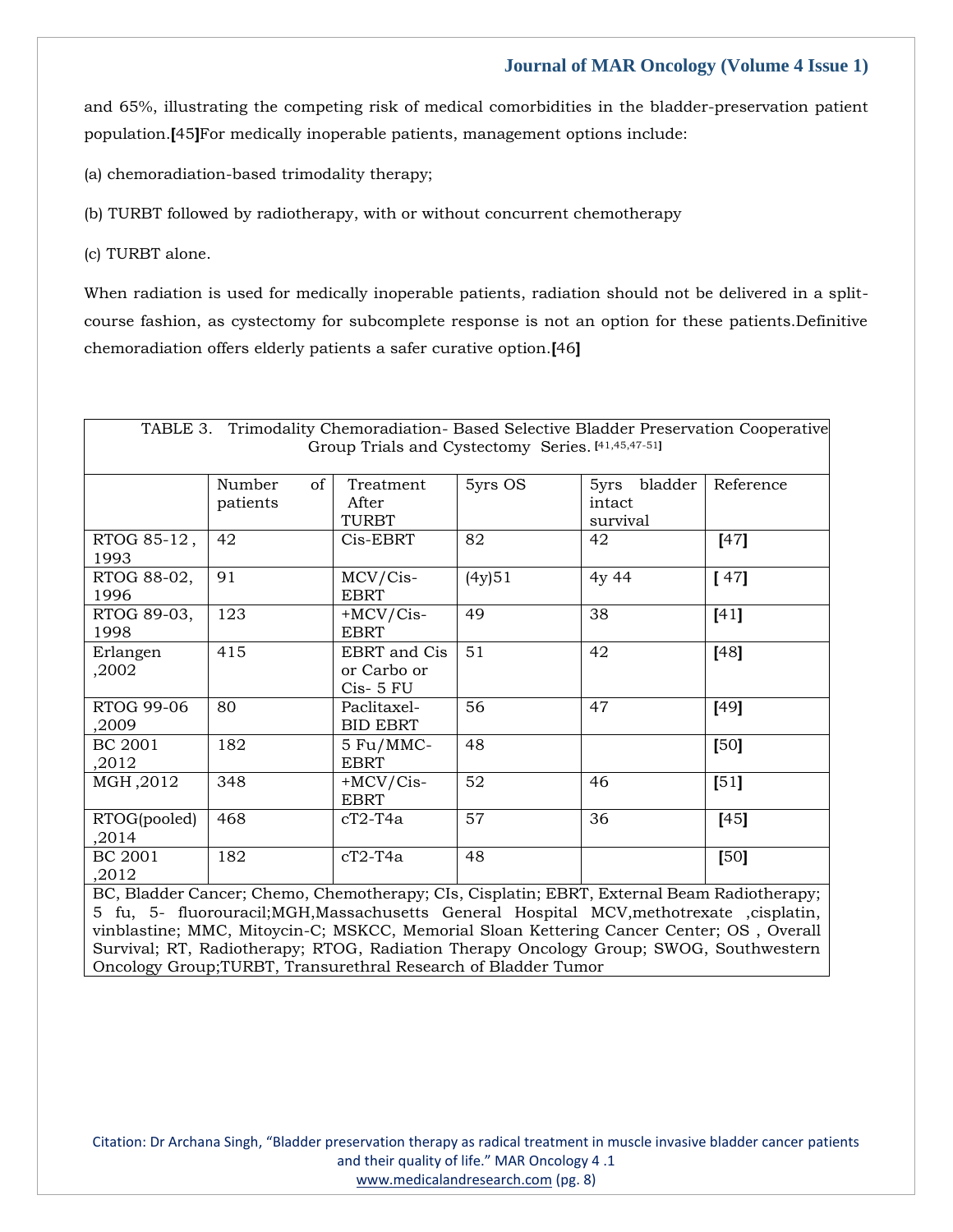and 65%, illustrating the competing risk of medical comorbidities in the bladder-preservation patient population.[45]For medically inoperable patients, management options include:

(a) chemoradiation-based trimodality therapy;

(b) TURBT followed by radiotherapy, with or without concurrent chemotherapy

(c) TURBT alone.

When radiation is used for medically inoperable patients, radiation should not be delivered in a split-course fashion, as cystectomy for subcomplete response is not an option for these patients.Definitive chemoradiation offers elderly patients a safer curative option.[46]

TABLE 3. Trimodality Chemoradiation- Based Selective Bladder Preservation Cooperative Group Trials and Cystectomy Series. [41,45,47-51]

| | Number of patients | Treatment After TURBT | 5yrs OS | 5yrs bladder intact survival | Reference |
|---|---|---|---|---|---|
| RTOG 85-12 , 1993 | 42 | Cis-EBRT | 82 | 42 | [47] |
| RTOG 88-02, 1996 | 91 | MCV/Cis-EBRT | (4y)51 | 4y 44 | [ 47] |
| RTOG 89-03, 1998 | 123 | +MCV/Cis-EBRT | 49 | 38 | [41] |
| Erlangen ,2002 | 415 | EBRT and Cis or Carbo or Cis- 5 FU | 51 | 42 | [48] |
| RTOG 99-06 ,2009 | 80 | Paclitaxel-BID EBRT | 56 | 47 | [49] |
| BC 2001 ,2012 | 182 | 5 Fu/MMC-EBRT | 48 | | [50] |
| MGH ,2012 | 348 | +MCV/Cis-EBRT | 52 | 46 | [51] |
| RTOG(pooled) ,2014 | 468 | cT2-T4a | 57 | 36 | [45] |
| BC 2001 ,2012 | 182 | cT2-T4a | 48 | | [50] |

BC, Bladder Cancer; Chemo, Chemotherapy; CIs, Cisplatin; EBRT, External Beam Radiotherapy; 5 fu, 5- fluorouracil;MGH,Massachusetts General Hospital MCV,methotrexate ,cisplatin, vinblastine; MMC, Mitoycin-C; MSKCC, Memorial Sloan Kettering Cancer Center; OS , Overall Survival; RT, Radiotherapy; RTOG, Radiation Therapy Oncology Group; SWOG, Southwestern Oncology Group;TURBT, Transurethral Research of Bladder Tumor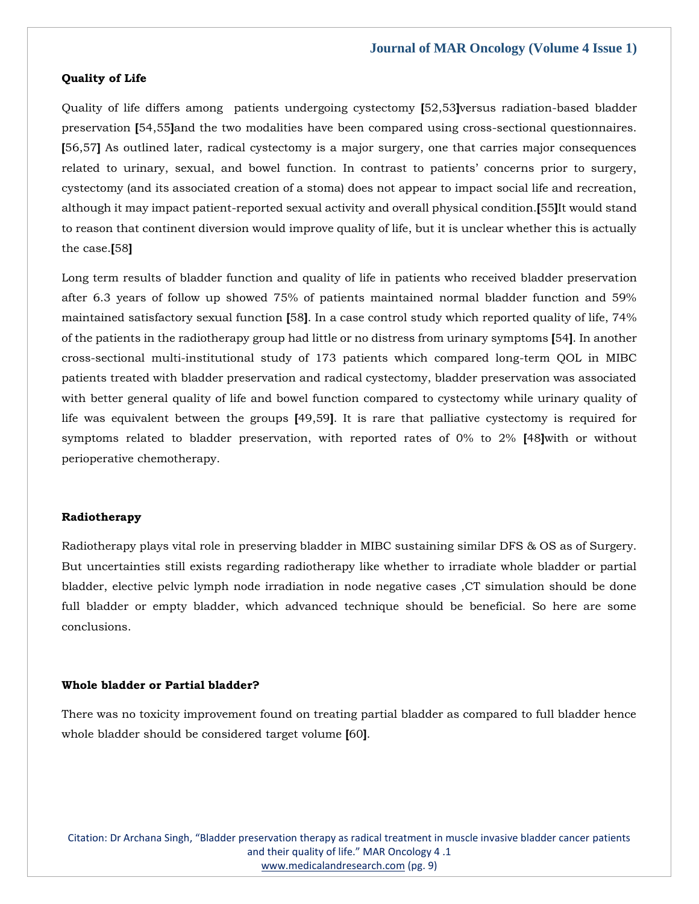### Quality of Life

Quality of life differs among patients undergoing cystectomy [52,53]versus radiation-based bladder preservation [54,55]and the two modalities have been compared using cross-sectional questionnaires. [56,57] As outlined later, radical cystectomy is a major surgery, one that carries major consequences related to urinary, sexual, and bowel function. In contrast to patients' concerns prior to surgery, cystectomy (and its associated creation of a stoma) does not appear to impact social life and recreation, although it may impact patient-reported sexual activity and overall physical condition.[55]It would stand to reason that continent diversion would improve quality of life, but it is unclear whether this is actually the case.[58]

Long term results of bladder function and quality of life in patients who received bladder preservation after 6.3 years of follow up showed 75% of patients maintained normal bladder function and 59% maintained satisfactory sexual function [58]. In a case control study which reported quality of life, 74% of the patients in the radiotherapy group had little or no distress from urinary symptoms [54]. In another cross-sectional multi-institutional study of 173 patients which compared long-term QOL in MIBC patients treated with bladder preservation and radical cystectomy, bladder preservation was associated with better general quality of life and bowel function compared to cystectomy while urinary quality of life was equivalent between the groups [49,59]. It is rare that palliative cystectomy is required for symptoms related to bladder preservation, with reported rates of 0% to 2% [48]with or without perioperative chemotherapy.

### Radiotherapy

Radiotherapy plays vital role in preserving bladder in MIBC sustaining similar DFS & OS as of Surgery. But uncertainties still exists regarding radiotherapy like whether to irradiate whole bladder or partial bladder, elective pelvic lymph node irradiation in node negative cases ,CT simulation should be done full bladder or empty bladder, which advanced technique should be beneficial. So here are some conclusions.

### Whole bladder or Partial bladder?

There was no toxicity improvement found on treating partial bladder as compared to full bladder hence whole bladder should be considered target volume [60].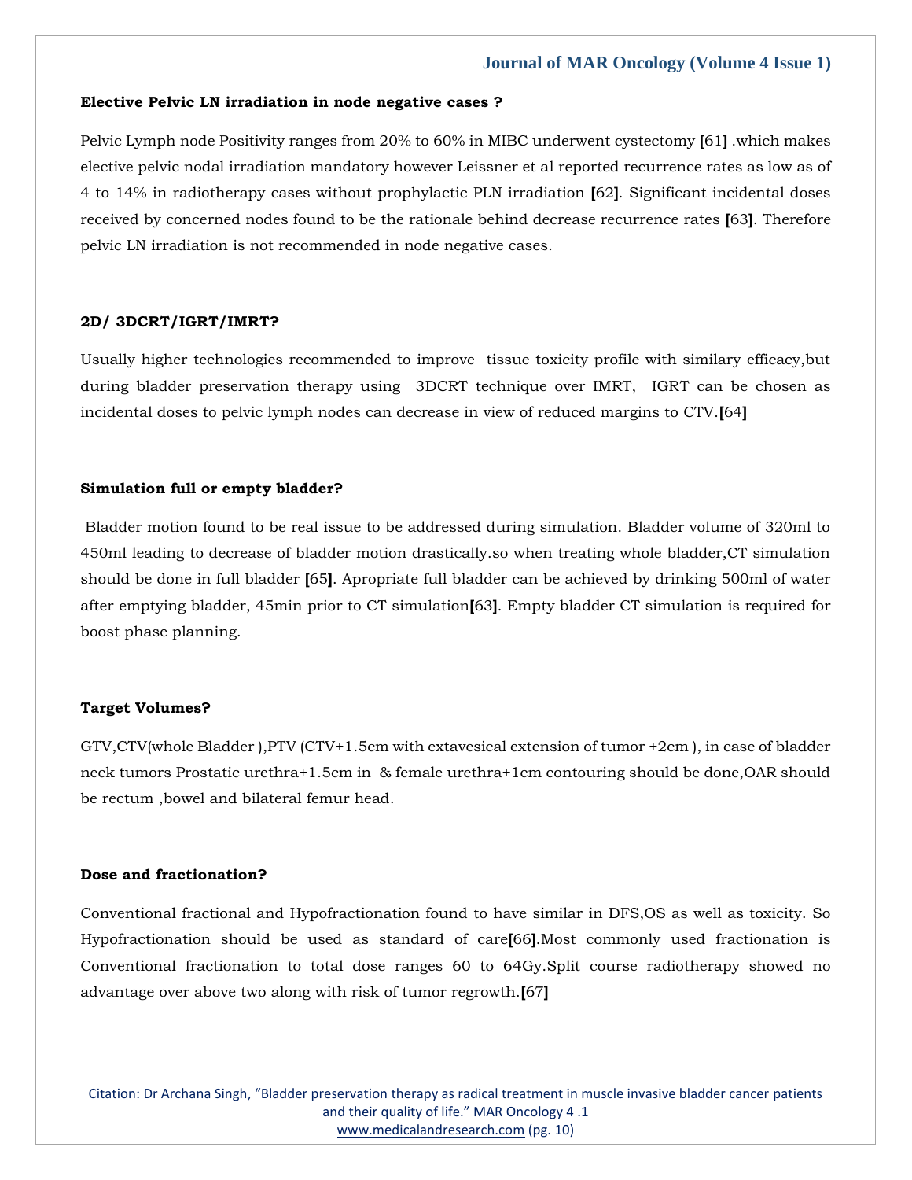### Elective Pelvic LN irradiation in node negative cases ?

Pelvic Lymph node Positivity ranges from 20% to 60% in MIBC underwent cystectomy [61] .which makes elective pelvic nodal irradiation mandatory however Leissner et al reported recurrence rates as low as of 4 to 14% in radiotherapy cases without prophylactic PLN irradiation [62]. Significant incidental doses received by concerned nodes found to be the rationale behind decrease recurrence rates [63]. Therefore pelvic LN irradiation is not recommended in node negative cases.

### 2D/ 3DCRT/IGRT/IMRT?

Usually higher technologies recommended to improve tissue toxicity profile with similary efficacy,but during bladder preservation therapy using 3DCRT technique over IMRT, IGRT can be chosen as incidental doses to pelvic lymph nodes can decrease in view of reduced margins to CTV.[64]

### Simulation full or empty bladder?

Bladder motion found to be real issue to be addressed during simulation. Bladder volume of 320ml to 450ml leading to decrease of bladder motion drastically.so when treating whole bladder,CT simulation should be done in full bladder [65]. Apropriate full bladder can be achieved by drinking 500ml of water after emptying bladder, 45min prior to CT simulation[63]. Empty bladder CT simulation is required for boost phase planning.

### Target Volumes?

GTV,CTV(whole Bladder ),PTV (CTV+1.5cm with extavesical extension of tumor +2cm ), in case of bladder neck tumors Prostatic urethra+1.5cm in & female urethra+1cm contouring should be done,OAR should be rectum ,bowel and bilateral femur head.

### Dose and fractionation?

Conventional fractional and Hypofractionation found to have similar in DFS,OS as well as toxicity. So Hypofractionation should be used as standard of care[66].Most commonly used fractionation is Conventional fractionation to total dose ranges 60 to 64Gy.Split course radiotherapy showed no advantage over above two along with risk of tumor regrowth.[67]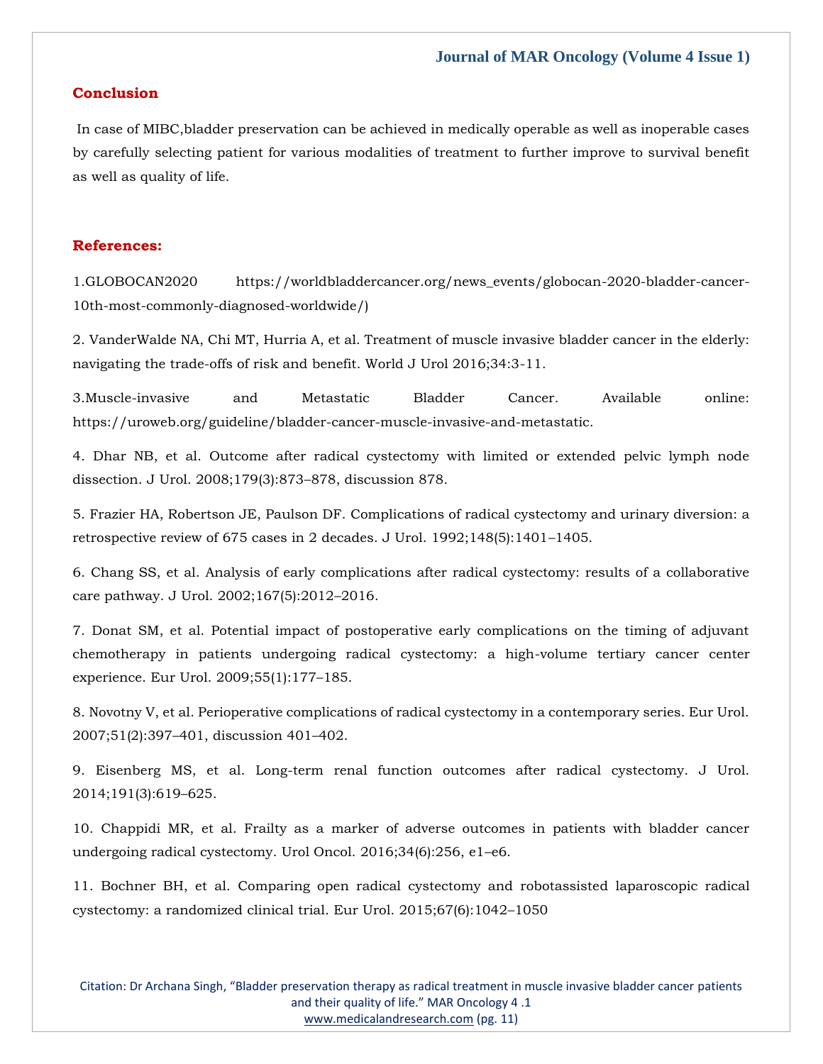## Conclusion

In case of MIBC,bladder preservation can be achieved in medically operable as well as inoperable cases by carefully selecting patient for various modalities of treatment to further improve to survival benefit as well as quality of life.

## References:

1.GLOBOCAN2020 https://worldbladdercancer.org/news_events/globocan-2020-bladder-cancer-10th-most-commonly-diagnosed-worldwide/)

2. VanderWalde NA, Chi MT, Hurria A, et al. Treatment of muscle invasive bladder cancer in the elderly: navigating the trade-offs of risk and benefit. World J Urol 2016;34:3-11.

3.Muscle-invasive and Metastatic Bladder Cancer. Available online: https://uroweb.org/guideline/bladder-cancer-muscle-invasive-and-metastatic.

4. Dhar NB, et al. Outcome after radical cystectomy with limited or extended pelvic lymph node dissection. J Urol. 2008;179(3):873–878, discussion 878.

5. Frazier HA, Robertson JE, Paulson DF. Complications of radical cystectomy and urinary diversion: a retrospective review of 675 cases in 2 decades. J Urol. 1992;148(5):1401–1405.

6. Chang SS, et al. Analysis of early complications after radical cystectomy: results of a collaborative care pathway. J Urol. 2002;167(5):2012–2016.

7. Donat SM, et al. Potential impact of postoperative early complications on the timing of adjuvant chemotherapy in patients undergoing radical cystectomy: a high-volume tertiary cancer center experience. Eur Urol. 2009;55(1):177–185.

8. Novotny V, et al. Perioperative complications of radical cystectomy in a contemporary series. Eur Urol. 2007;51(2):397–401, discussion 401–402.

9. Eisenberg MS, et al. Long-term renal function outcomes after radical cystectomy. J Urol. 2014;191(3):619–625.

10. Chappidi MR, et al. Frailty as a marker of adverse outcomes in patients with bladder cancer undergoing radical cystectomy. Urol Oncol. 2016;34(6):256, e1–e6.

11. Bochner BH, et al. Comparing open radical cystectomy and robotassisted laparoscopic radical cystectomy: a randomized clinical trial. Eur Urol. 2015;67(6):1042–1050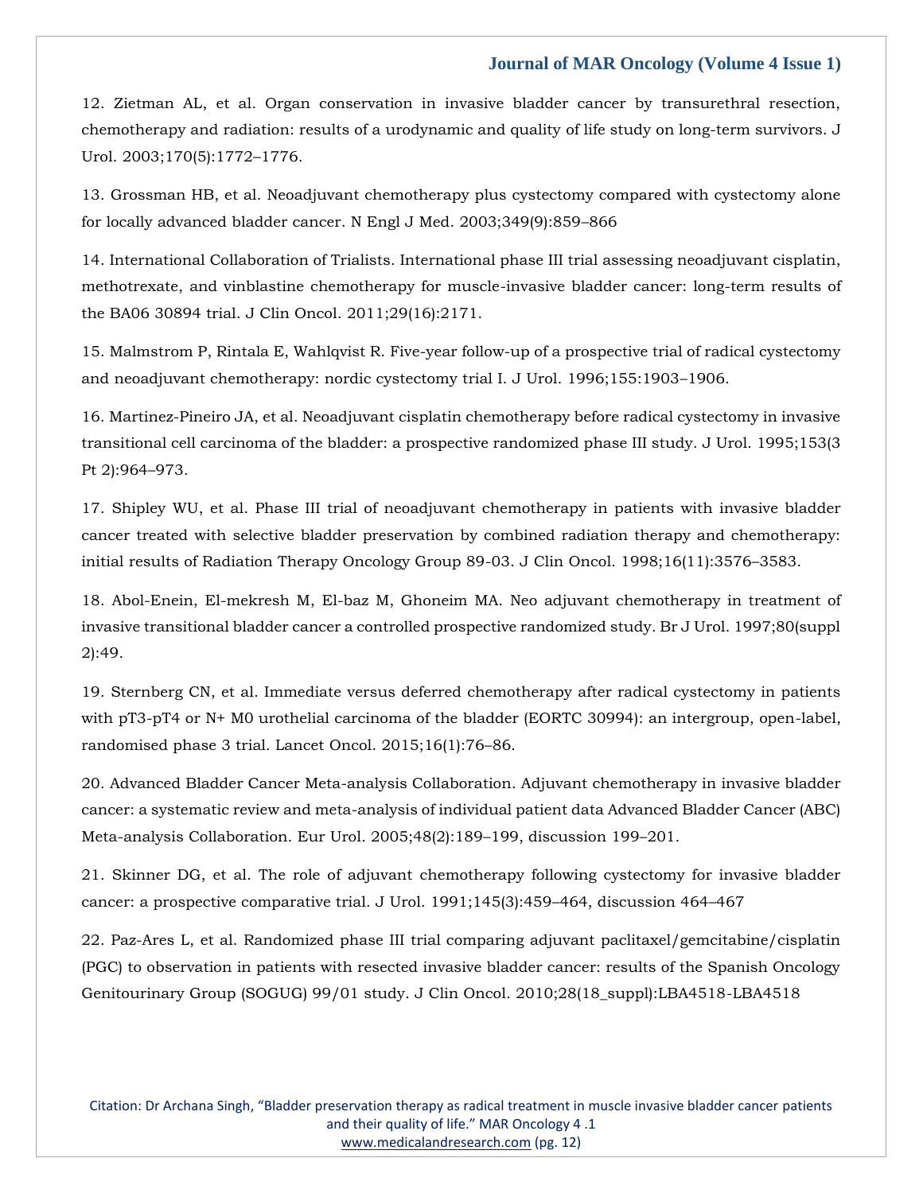12. Zietman AL, et al. Organ conservation in invasive bladder cancer by transurethral resection, chemotherapy and radiation: results of a urodynamic and quality of life study on long-term survivors. J Urol. 2003;170(5):1772–1776.

13. Grossman HB, et al. Neoadjuvant chemotherapy plus cystectomy compared with cystectomy alone for locally advanced bladder cancer. N Engl J Med. 2003;349(9):859–866

14. International Collaboration of Trialists. International phase III trial assessing neoadjuvant cisplatin, methotrexate, and vinblastine chemotherapy for muscle-invasive bladder cancer: long-term results of the BA06 30894 trial. J Clin Oncol. 2011;29(16):2171.

15. Malmstrom P, Rintala E, Wahlqvist R. Five-year follow-up of a prospective trial of radical cystectomy and neoadjuvant chemotherapy: nordic cystectomy trial I. J Urol. 1996;155:1903–1906.

16. Martinez-Pineiro JA, et al. Neoadjuvant cisplatin chemotherapy before radical cystectomy in invasive transitional cell carcinoma of the bladder: a prospective randomized phase III study. J Urol. 1995;153(3 Pt 2):964–973.

17. Shipley WU, et al. Phase III trial of neoadjuvant chemotherapy in patients with invasive bladder cancer treated with selective bladder preservation by combined radiation therapy and chemotherapy: initial results of Radiation Therapy Oncology Group 89-03. J Clin Oncol. 1998;16(11):3576–3583.

18. Abol-Enein, El-mekresh M, El-baz M, Ghoneim MA. Neo adjuvant chemotherapy in treatment of invasive transitional bladder cancer a controlled prospective randomized study. Br J Urol. 1997;80(suppl 2):49.

19. Sternberg CN, et al. Immediate versus deferred chemotherapy after radical cystectomy in patients with pT3-pT4 or N+ M0 urothelial carcinoma of the bladder (EORTC 30994): an intergroup, open-label, randomised phase 3 trial. Lancet Oncol. 2015;16(1):76–86.

20. Advanced Bladder Cancer Meta-analysis Collaboration. Adjuvant chemotherapy in invasive bladder cancer: a systematic review and meta-analysis of individual patient data Advanced Bladder Cancer (ABC) Meta-analysis Collaboration. Eur Urol. 2005;48(2):189–199, discussion 199–201.

21. Skinner DG, et al. The role of adjuvant chemotherapy following cystectomy for invasive bladder cancer: a prospective comparative trial. J Urol. 1991;145(3):459–464, discussion 464–467

22. Paz-Ares L, et al. Randomized phase III trial comparing adjuvant paclitaxel/gemcitabine/cisplatin (PGC) to observation in patients with resected invasive bladder cancer: results of the Spanish Oncology Genitourinary Group (SOGUG) 99/01 study. J Clin Oncol. 2010;28(18_suppl):LBA4518-LBA4518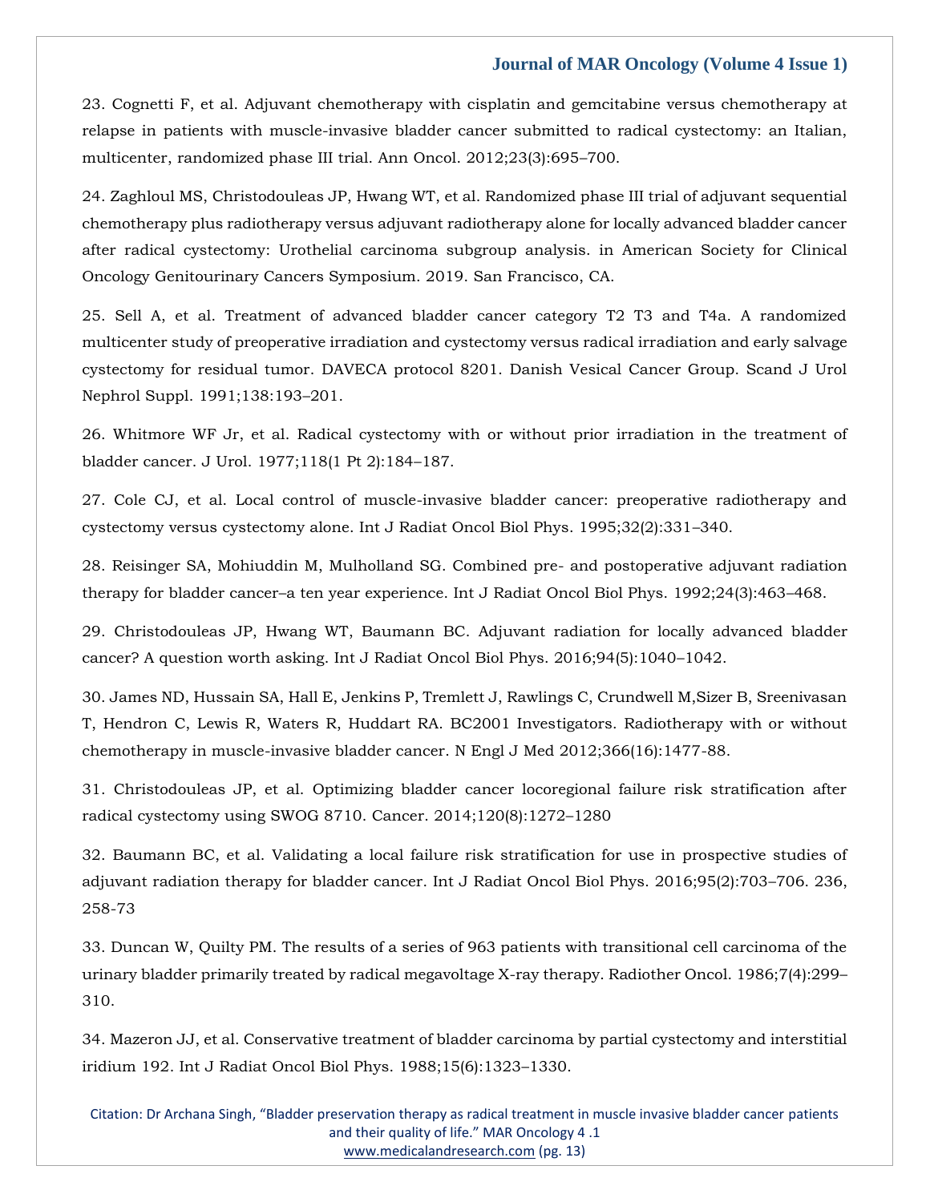23. Cognetti F, et al. Adjuvant chemotherapy with cisplatin and gemcitabine versus chemotherapy at relapse in patients with muscle-invasive bladder cancer submitted to radical cystectomy: an Italian, multicenter, randomized phase III trial. Ann Oncol. 2012;23(3):695–700.

24. Zaghloul MS, Christodouleas JP, Hwang WT, et al. Randomized phase III trial of adjuvant sequential chemotherapy plus radiotherapy versus adjuvant radiotherapy alone for locally advanced bladder cancer after radical cystectomy: Urothelial carcinoma subgroup analysis. in American Society for Clinical Oncology Genitourinary Cancers Symposium. 2019. San Francisco, CA.

25. Sell A, et al. Treatment of advanced bladder cancer category T2 T3 and T4a. A randomized multicenter study of preoperative irradiation and cystectomy versus radical irradiation and early salvage cystectomy for residual tumor. DAVECA protocol 8201. Danish Vesical Cancer Group. Scand J Urol Nephrol Suppl. 1991;138:193–201.

26. Whitmore WF Jr, et al. Radical cystectomy with or without prior irradiation in the treatment of bladder cancer. J Urol. 1977;118(1 Pt 2):184–187.

27. Cole CJ, et al. Local control of muscle-invasive bladder cancer: preoperative radiotherapy and cystectomy versus cystectomy alone. Int J Radiat Oncol Biol Phys. 1995;32(2):331–340.

28. Reisinger SA, Mohiuddin M, Mulholland SG. Combined pre- and postoperative adjuvant radiation therapy for bladder cancer–a ten year experience. Int J Radiat Oncol Biol Phys. 1992;24(3):463–468.

29. Christodouleas JP, Hwang WT, Baumann BC. Adjuvant radiation for locally advanced bladder cancer? A question worth asking. Int J Radiat Oncol Biol Phys. 2016;94(5):1040–1042.

30. James ND, Hussain SA, Hall E, Jenkins P, Tremlett J, Rawlings C, Crundwell M,Sizer B, Sreenivasan T, Hendron C, Lewis R, Waters R, Huddart RA. BC2001 Investigators. Radiotherapy with or without chemotherapy in muscle-invasive bladder cancer. N Engl J Med 2012;366(16):1477-88.

31. Christodouleas JP, et al. Optimizing bladder cancer locoregional failure risk stratification after radical cystectomy using SWOG 8710. Cancer. 2014;120(8):1272–1280

32. Baumann BC, et al. Validating a local failure risk stratification for use in prospective studies of adjuvant radiation therapy for bladder cancer. Int J Radiat Oncol Biol Phys. 2016;95(2):703–706. 236, 258-73

33. Duncan W, Quilty PM. The results of a series of 963 patients with transitional cell carcinoma of the urinary bladder primarily treated by radical megavoltage X-ray therapy. Radiother Oncol. 1986;7(4):299–310.

34. Mazeron JJ, et al. Conservative treatment of bladder carcinoma by partial cystectomy and interstitial iridium 192. Int J Radiat Oncol Biol Phys. 1988;15(6):1323–1330.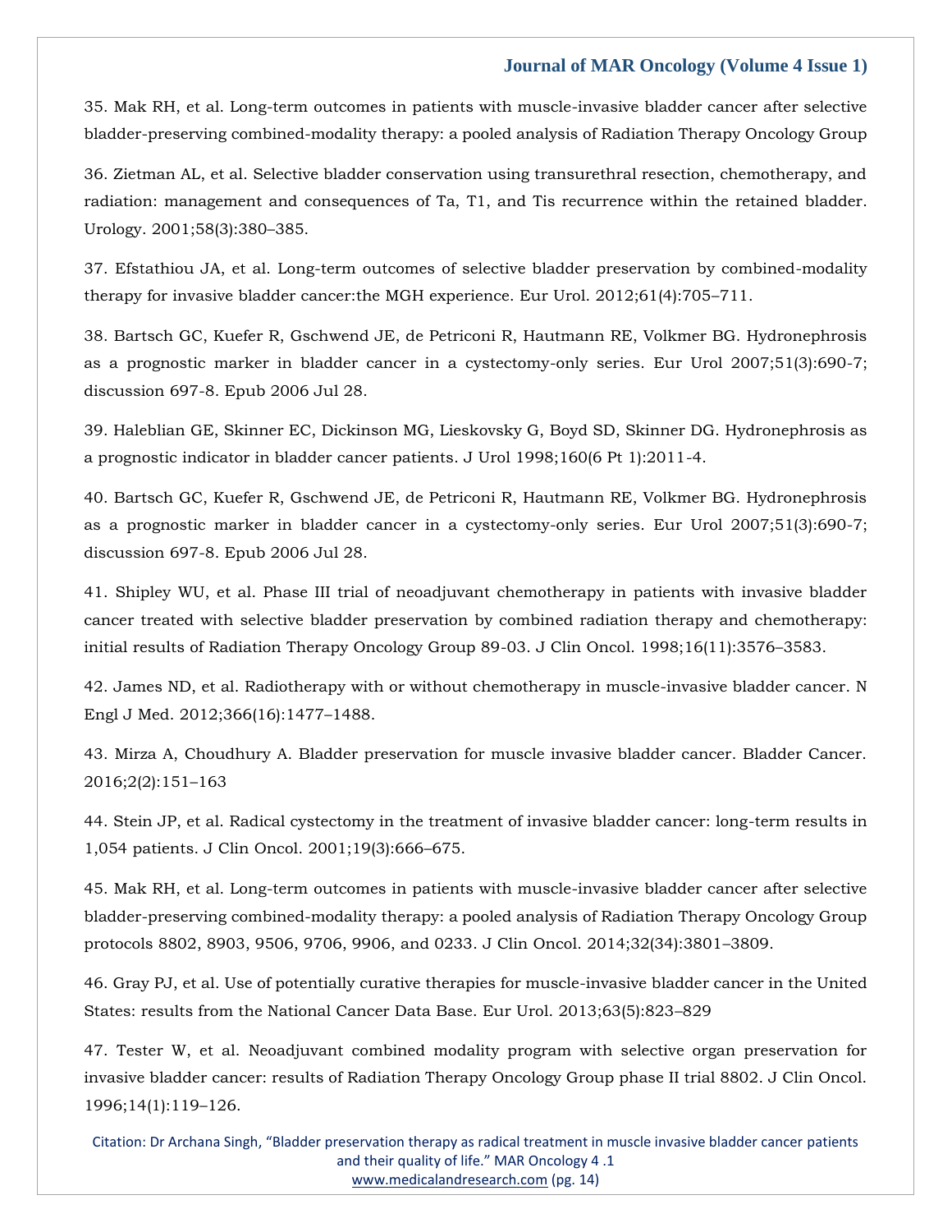35. Mak RH, et al. Long-term outcomes in patients with muscle-invasive bladder cancer after selective bladder-preserving combined-modality therapy: a pooled analysis of Radiation Therapy Oncology Group

36. Zietman AL, et al. Selective bladder conservation using transurethral resection, chemotherapy, and radiation: management and consequences of Ta, T1, and Tis recurrence within the retained bladder. Urology. 2001;58(3):380–385.

37. Efstathiou JA, et al. Long-term outcomes of selective bladder preservation by combined-modality therapy for invasive bladder cancer:the MGH experience. Eur Urol. 2012;61(4):705–711.

38. Bartsch GC, Kuefer R, Gschwend JE, de Petriconi R, Hautmann RE, Volkmer BG. Hydronephrosis as a prognostic marker in bladder cancer in a cystectomy-only series. Eur Urol 2007;51(3):690-7; discussion 697-8. Epub 2006 Jul 28.

39. Haleblian GE, Skinner EC, Dickinson MG, Lieskovsky G, Boyd SD, Skinner DG. Hydronephrosis as a prognostic indicator in bladder cancer patients. J Urol 1998;160(6 Pt 1):2011-4.

40. Bartsch GC, Kuefer R, Gschwend JE, de Petriconi R, Hautmann RE, Volkmer BG. Hydronephrosis as a prognostic marker in bladder cancer in a cystectomy-only series. Eur Urol 2007;51(3):690-7; discussion 697-8. Epub 2006 Jul 28.

41. Shipley WU, et al. Phase III trial of neoadjuvant chemotherapy in patients with invasive bladder cancer treated with selective bladder preservation by combined radiation therapy and chemotherapy: initial results of Radiation Therapy Oncology Group 89-03. J Clin Oncol. 1998;16(11):3576–3583.

42. James ND, et al. Radiotherapy with or without chemotherapy in muscle-invasive bladder cancer. N Engl J Med. 2012;366(16):1477–1488.

43. Mirza A, Choudhury A. Bladder preservation for muscle invasive bladder cancer. Bladder Cancer. 2016;2(2):151–163

44. Stein JP, et al. Radical cystectomy in the treatment of invasive bladder cancer: long-term results in 1,054 patients. J Clin Oncol. 2001;19(3):666–675.

45. Mak RH, et al. Long-term outcomes in patients with muscle-invasive bladder cancer after selective bladder-preserving combined-modality therapy: a pooled analysis of Radiation Therapy Oncology Group protocols 8802, 8903, 9506, 9706, 9906, and 0233. J Clin Oncol. 2014;32(34):3801–3809.

46. Gray PJ, et al. Use of potentially curative therapies for muscle-invasive bladder cancer in the United States: results from the National Cancer Data Base. Eur Urol. 2013;63(5):823–829

47. Tester W, et al. Neoadjuvant combined modality program with selective organ preservation for invasive bladder cancer: results of Radiation Therapy Oncology Group phase II trial 8802. J Clin Oncol. 1996;14(1):119–126.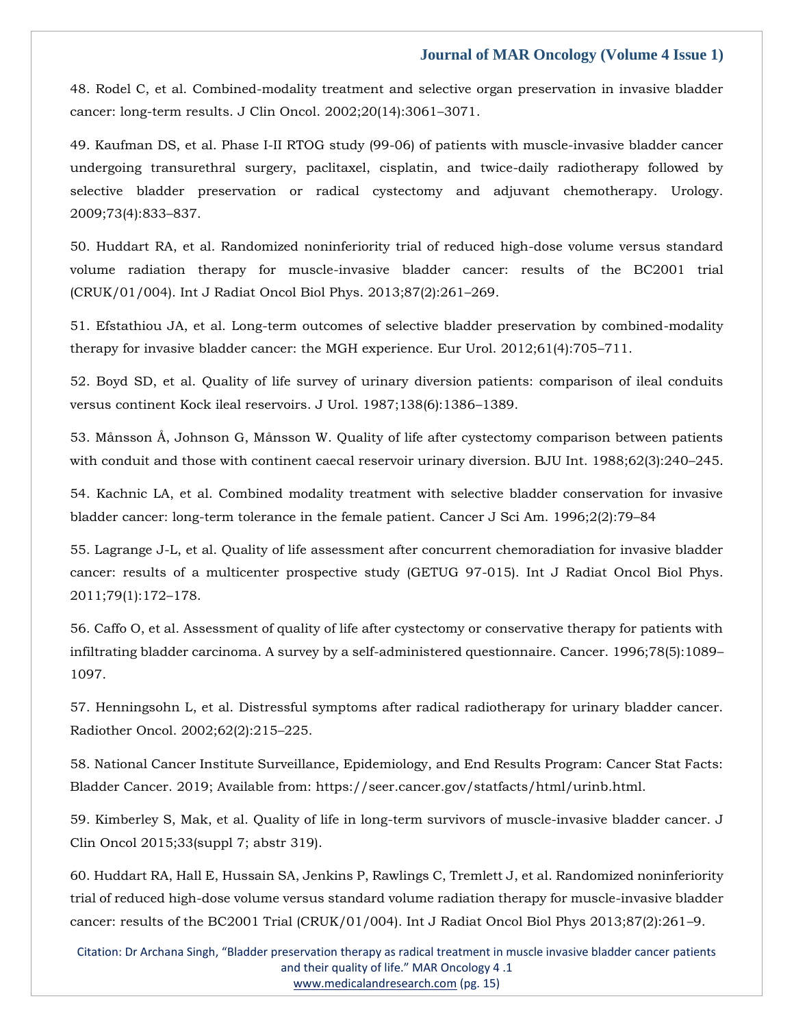48. Rodel C, et al. Combined-modality treatment and selective organ preservation in invasive bladder cancer: long-term results. J Clin Oncol. 2002;20(14):3061–3071.

49. Kaufman DS, et al. Phase I-II RTOG study (99-06) of patients with muscle-invasive bladder cancer undergoing transurethral surgery, paclitaxel, cisplatin, and twice-daily radiotherapy followed by selective bladder preservation or radical cystectomy and adjuvant chemotherapy. Urology. 2009;73(4):833–837.

50. Huddart RA, et al. Randomized noninferiority trial of reduced high-dose volume versus standard volume radiation therapy for muscle-invasive bladder cancer: results of the BC2001 trial (CRUK/01/004). Int J Radiat Oncol Biol Phys. 2013;87(2):261–269.

51. Efstathiou JA, et al. Long-term outcomes of selective bladder preservation by combined-modality therapy for invasive bladder cancer: the MGH experience. Eur Urol. 2012;61(4):705–711.

52. Boyd SD, et al. Quality of life survey of urinary diversion patients: comparison of ileal conduits versus continent Kock ileal reservoirs. J Urol. 1987;138(6):1386–1389.

53. Månsson Å, Johnson G, Månsson W. Quality of life after cystectomy comparison between patients with conduit and those with continent caecal reservoir urinary diversion. BJU Int. 1988;62(3):240–245.

54. Kachnic LA, et al. Combined modality treatment with selective bladder conservation for invasive bladder cancer: long-term tolerance in the female patient. Cancer J Sci Am. 1996;2(2):79–84

55. Lagrange J-L, et al. Quality of life assessment after concurrent chemoradiation for invasive bladder cancer: results of a multicenter prospective study (GETUG 97-015). Int J Radiat Oncol Biol Phys. 2011;79(1):172–178.

56. Caffo O, et al. Assessment of quality of life after cystectomy or conservative therapy for patients with infiltrating bladder carcinoma. A survey by a self-administered questionnaire. Cancer. 1996;78(5):1089–1097.

57. Henningsohn L, et al. Distressful symptoms after radical radiotherapy for urinary bladder cancer. Radiother Oncol. 2002;62(2):215–225.

58. National Cancer Institute Surveillance, Epidemiology, and End Results Program: Cancer Stat Facts: Bladder Cancer. 2019; Available from: https://seer.cancer.gov/statfacts/html/urinb.html.

59. Kimberley S, Mak, et al. Quality of life in long-term survivors of muscle-invasive bladder cancer. J Clin Oncol 2015;33(suppl 7; abstr 319).

60. Huddart RA, Hall E, Hussain SA, Jenkins P, Rawlings C, Tremlett J, et al. Randomized noninferiority trial of reduced high-dose volume versus standard volume radiation therapy for muscle-invasive bladder cancer: results of the BC2001 Trial (CRUK/01/004). Int J Radiat Oncol Biol Phys 2013;87(2):261–9.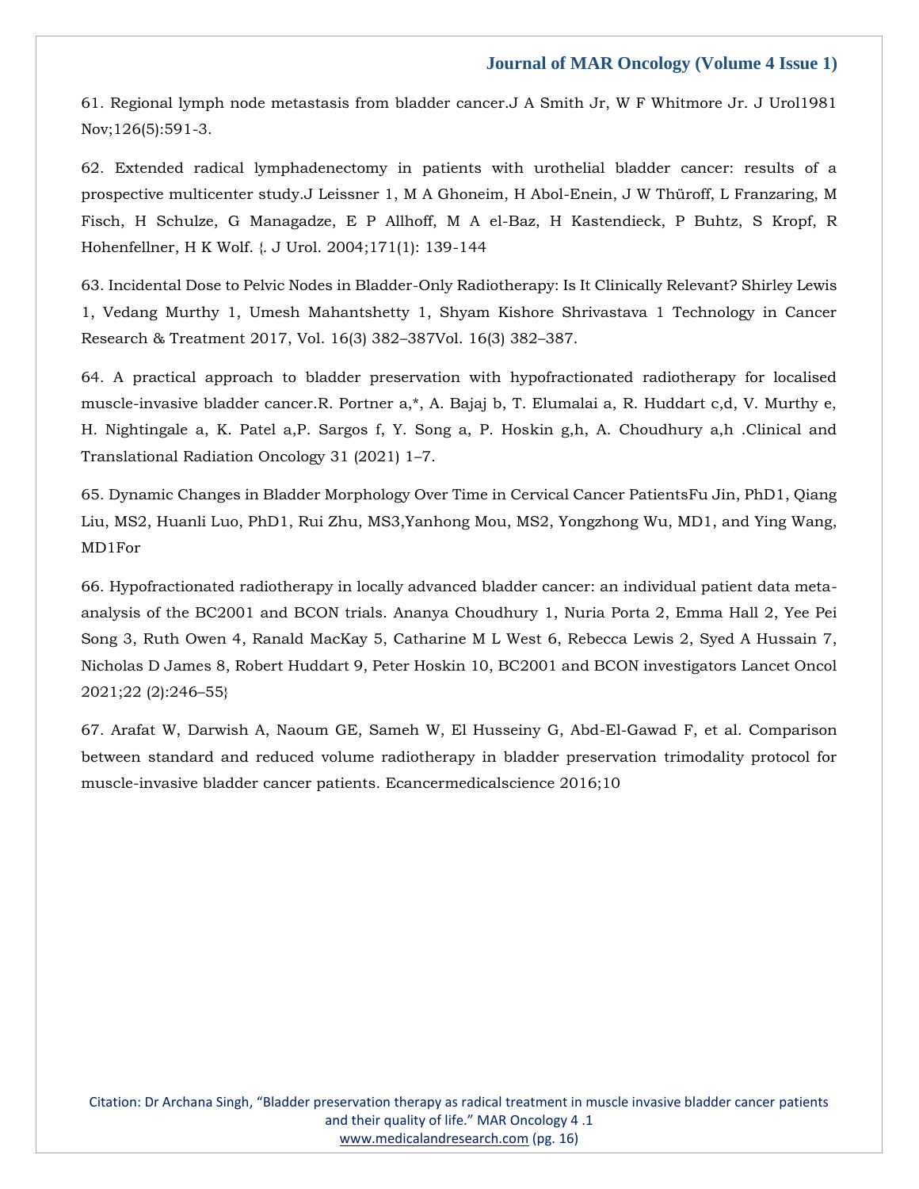61. Regional lymph node metastasis from bladder cancer.J A Smith Jr, W F Whitmore Jr. J Urol1981 Nov;126(5):591-3.

62. Extended radical lymphadenectomy in patients with urothelial bladder cancer: results of a prospective multicenter study.J Leissner 1, M A Ghoneim, H Abol-Enein, J W Thüroff, L Franzaring, M Fisch, H Schulze, G Managadze, E P Allhoff, M A el-Baz, H Kastendieck, P Buhtz, S Kropf, R Hohenfellner, H K Wolf. {. J Urol. 2004;171(1): 139-144

63. Incidental Dose to Pelvic Nodes in Bladder-Only Radiotherapy: Is It Clinically Relevant? Shirley Lewis 1, Vedang Murthy 1, Umesh Mahantshetty 1, Shyam Kishore Shrivastava 1 Technology in Cancer Research & Treatment 2017, Vol. 16(3) 382–387Vol. 16(3) 382–387.

64. A practical approach to bladder preservation with hypofractionated radiotherapy for localised muscle-invasive bladder cancer.R. Portner a,*, A. Bajaj b, T. Elumalai a, R. Huddart c,d, V. Murthy e, H. Nightingale a, K. Patel a,P. Sargos f, Y. Song a, P. Hoskin g,h, A. Choudhury a,h .Clinical and Translational Radiation Oncology 31 (2021) 1–7.

65. Dynamic Changes in Bladder Morphology Over Time in Cervical Cancer PatientsFu Jin, PhD1, Qiang Liu, MS2, Huanli Luo, PhD1, Rui Zhu, MS3,Yanhong Mou, MS2, Yongzhong Wu, MD1, and Ying Wang, MD1For

66. Hypofractionated radiotherapy in locally advanced bladder cancer: an individual patient data meta-analysis of the BC2001 and BCON trials. Ananya Choudhury 1, Nuria Porta 2, Emma Hall 2, Yee Pei Song 3, Ruth Owen 4, Ranald MacKay 5, Catharine M L West 6, Rebecca Lewis 2, Syed A Hussain 7, Nicholas D James 8, Robert Huddart 9, Peter Hoskin 10, BC2001 and BCON investigators Lancet Oncol 2021;22 (2):246–55}

67. Arafat W, Darwish A, Naoum GE, Sameh W, El Husseiny G, Abd-El-Gawad F, et al. Comparison between standard and reduced volume radiotherapy in bladder preservation trimodality protocol for muscle-invasive bladder cancer patients. Ecancermedicalscience 2016;10